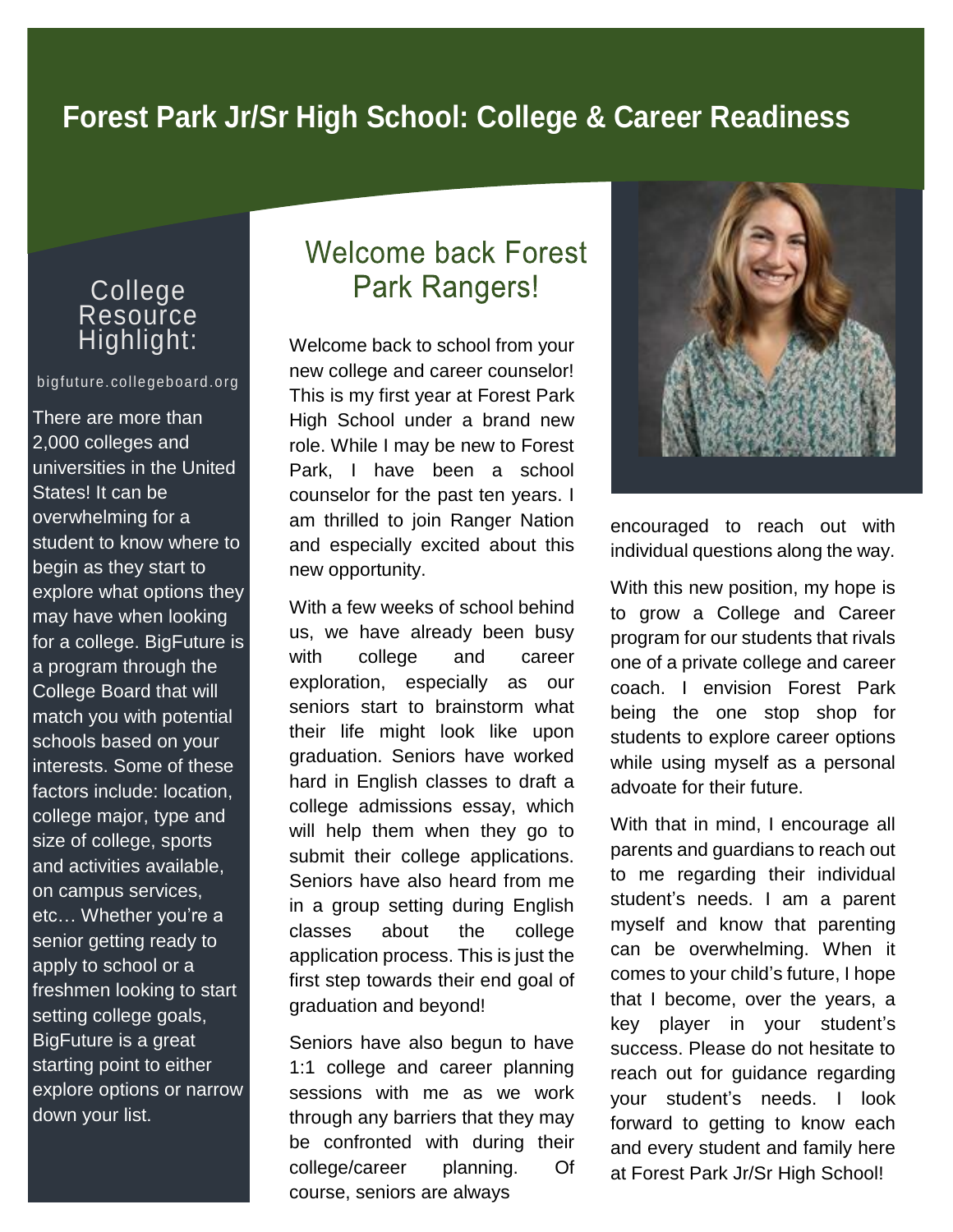# Forest Park Jr/Sr High School: College & Career Readiness

## Welcome back Forest Park Rangers!

Welcome back to school from your new college and career counselor! This is my first year at Forest Park High School under a brand new role. While I may be new to Forest Park, I have been a school counselor for the past ten years. I am thrilled to join Ranger Nation and especially excited about this new opportunity.

With a few weeks of school behind us, we have already been busy with college and career exploration, especially as our seniors start to brainstorm what their life might look like upon graduation. Seniors have worked hard in English classes to draft a college admissions essay, which will help them when they go to submit their college applications. Seniors have also heard from me in a group setting during English classes about the college application process. This is just the first step towards their end goal of graduation and beyond!

Seniors have also begun to have 1:1 college and career planning sessions with me as we work through any barriers that they may be confronted with during their college/career planning. Of course, seniors are always encouraged to reach out with individual questions along the way.

With this new position, my hope is to grow a College and Career program for our students that rivals one of a private college and career coach. I envision Forest Park being the one stop shop for students to explore career options while using myself as a personal advoate for their future.

With that in mind, I encourage all parents and guardians to reach out to me regarding their individual student's needs. I am a parent myself and know that parenting can be overwhelming. When it comes to your child's future, I hope that I become, over the years, a key player in your student's success. Please do not hesitate to reach out for guidance regarding your student's needs. I look forward to getting to know each and every student and family here at Forest Park Jr/Sr High School!

## College Resource Highlight:

bigfuture.collegeboard.org

There are more than 2,000 colleges and universities in the United States! It can be overwhelming for a student to know where to begin as they start to explore what options they may have when looking for a college. BigFuture is a program through the College Board that will match you with potential schools based on your interests. Some of these factors include: location, college major, type and size of college, sports and activities available, on campus services, etc… Whether you're a senior getting ready to apply to school or a freshmen looking to start setting college goals, BigFuture is a great starting point to either explore options or narrow down your list.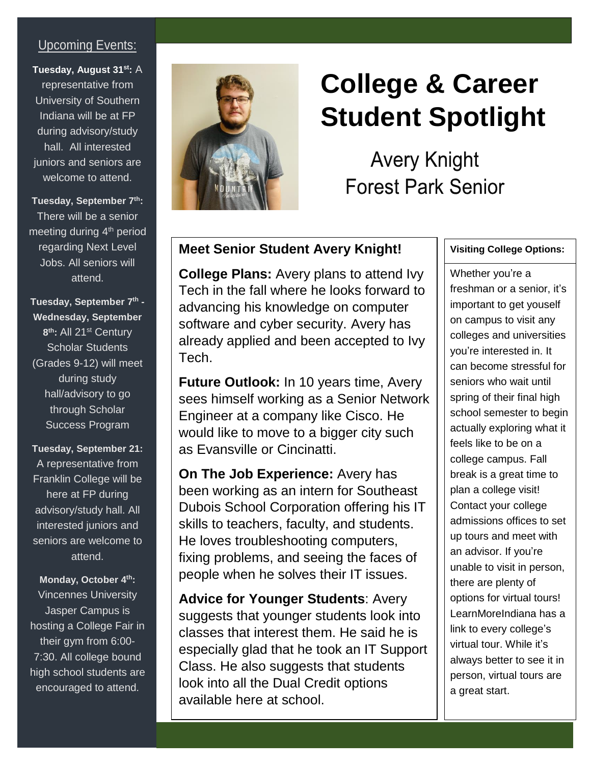# College & Career Student Spotlight

## Avery Knight
## Forest Park Senior

**Meet Senior Student Avery Knight!**

**College Plans:** Avery plans to attend Ivy Tech in the fall where he looks forward to advancing his knowledge on computer software and cyber security. Avery has already applied and been accepted to Ivy Tech.

**Future Outlook:** In 10 years time, Avery sees himself working as a Senior Network Engineer at a company like Cisco. He would like to move to a bigger city such as Evansville or Cincinatti.

**On The Job Experience:** Avery has been working as an intern for Southeast Dubois School Corporation offering his IT skills to teachers, faculty, and students. He loves troubleshooting computers, fixing problems, and seeing the faces of people when he solves their IT issues.

**Advice for Younger Students**: Avery suggests that younger students look into classes that interest them. He said he is especially glad that he took an IT Support Class. He also suggests that students look into all the Dual Credit options available here at school.

**Visiting College Options:**

Whether you're a freshman or a senior, it's important to get youself on campus to visit any colleges and universities you're interested in. It can become stressful for seniors who wait until spring of their final high school semester to begin actually exploring what it feels like to be on a college campus. Fall break is a great time to plan a college visit! Contact your college admissions offices to set up tours and meet with an advisor. If you're unable to visit in person, there are plenty of options for virtual tours! LearnMoreIndiana has a link to every college's virtual tour. While it's always better to see it in person, virtual tours are a great start.

## Upcoming Events:

**Tuesday, August 31st:** A representative from University of Southern Indiana will be at FP during advisory/study hall. All interested juniors and seniors are welcome to attend.

**Tuesday, September 7th:** There will be a senior meeting during 4th period regarding Next Level Jobs. All seniors will attend.

**Tuesday, September 7th - Wednesday, September 8th:** All 21st Century Scholar Students (Grades 9-12) will meet during study hall/advisory to go through Scholar Success Program

**Tuesday, September 21:** A representative from Franklin College will be here at FP during advisory/study hall. All interested juniors and seniors are welcome to attend.

**Monday, October 4th:** Vincennes University Jasper Campus is hosting a College Fair in their gym from 6:00-7:30. All college bound high school students are encouraged to attend.